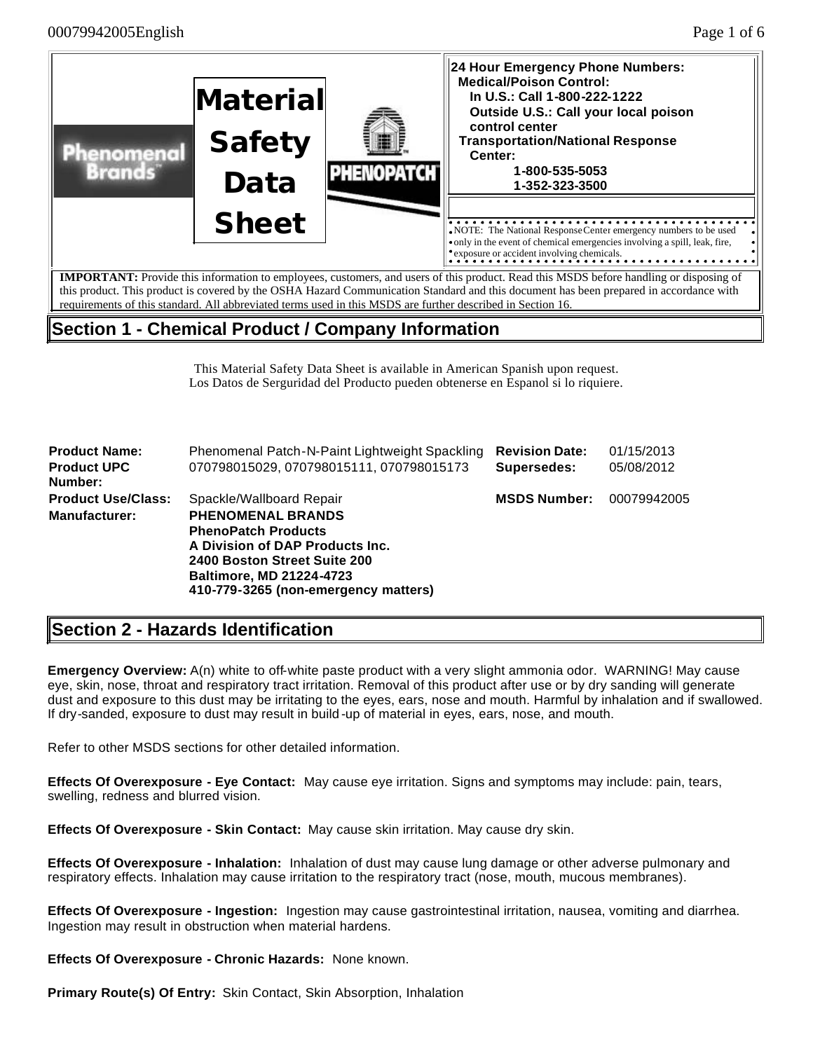# Material Safety Data Sheet

**24 Hour Emergency Phone Numbers:**
**Medical/Poison Control:**
**In U.S.: Call 1-800-222-1222**
**Outside U.S.: Call your local poison control center**
**Transportation/National Response Center:**
**1-800-535-5053**
**1-352-323-3500**

NOTE: The National Response Center emergency numbers to be used only in the event of chemical emergencies involving a spill, leak, fire, exposure or accident involving chemicals.

**IMPORTANT:** Provide this information to employees, customers, and users of this product. Read this MSDS before handling or disposing of this product. This product is covered by the OSHA Hazard Communication Standard and this document has been prepared in accordance with requirements of this standard. All abbreviated terms used in this MSDS are further described in Section 16.

## Section 1 - Chemical Product / Company Information

This Material Safety Data Sheet is available in American Spanish upon request.
Los Datos de Serguridad del Producto pueden obtenerse en Espanol si lo riquiere.

| | | | |
|---|---|---|---|
| **Product Name:** | Phenomenal Patch-N-Paint Lightweight Spackling | **Revision Date:** | 01/15/2013 |
| **Product UPC Number:** | 070798015029, 070798015111, 070798015173 | **Supersedes:** | 05/08/2012 |
| **Product Use/Class:** | Spackle/Wallboard Repair | **MSDS Number:** | 00079942005 |
| **Manufacturer:** | **PHENOMENAL BRANDS**<br>**PhenoPatch Products**<br>**A Division of DAP Products Inc.**<br>**2400 Boston Street Suite 200**<br>**Baltimore, MD 21224-4723**<br>**410-779-3265 (non-emergency matters)** | | |

## Section 2 - Hazards Identification

**Emergency Overview:** A(n) white to off-white paste product with a very slight ammonia odor. WARNING! May cause eye, skin, nose, throat and respiratory tract irritation. Removal of this product after use or by dry sanding will generate dust and exposure to this dust may be irritating to the eyes, ears, nose and mouth. Harmful by inhalation and if swallowed. If dry-sanded, exposure to dust may result in build-up of material in eyes, ears, nose, and mouth.

Refer to other MSDS sections for other detailed information.

**Effects Of Overexposure - Eye Contact:** May cause eye irritation. Signs and symptoms may include: pain, tears, swelling, redness and blurred vision.

**Effects Of Overexposure - Skin Contact:** May cause skin irritation. May cause dry skin.

**Effects Of Overexposure - Inhalation:** Inhalation of dust may cause lung damage or other adverse pulmonary and respiratory effects. Inhalation may cause irritation to the respiratory tract (nose, mouth, mucous membranes).

**Effects Of Overexposure - Ingestion:** Ingestion may cause gastrointestinal irritation, nausea, vomiting and diarrhea. Ingestion may result in obstruction when material hardens.

**Effects Of Overexposure - Chronic Hazards:** None known.

**Primary Route(s) Of Entry:** Skin Contact, Skin Absorption, Inhalation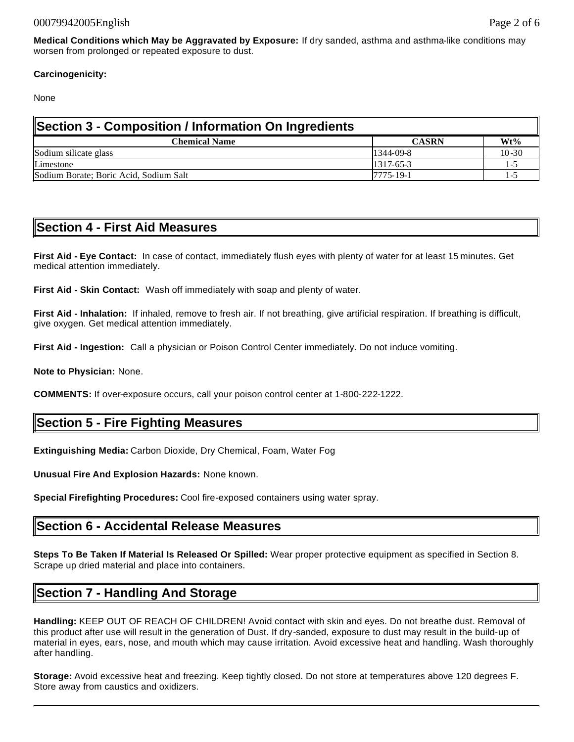**Medical Conditions which May be Aggravated by Exposure:** If dry sanded, asthma and asthma-like conditions may worsen from prolonged or repeated exposure to dust.

**Carcinogenicity:**

None

## Section 3 - Composition / Information On Ingredients

| Chemical Name | CASRN | Wt% |
|---|---|---|
| Sodium silicate glass | 1344-09-8 | 10-30 |
| Limestone | 1317-65-3 | 1-5 |
| Sodium Borate; Boric Acid, Sodium Salt | 7775-19-1 | 1-5 |

## Section 4 - First Aid Measures

**First Aid - Eye Contact:** In case of contact, immediately flush eyes with plenty of water for at least 15 minutes. Get medical attention immediately.

**First Aid - Skin Contact:** Wash off immediately with soap and plenty of water.

**First Aid - Inhalation:** If inhaled, remove to fresh air. If not breathing, give artificial respiration. If breathing is difficult, give oxygen. Get medical attention immediately.

**First Aid - Ingestion:** Call a physician or Poison Control Center immediately. Do not induce vomiting.

**Note to Physician:** None.

**COMMENTS:** If over-exposure occurs, call your poison control center at 1-800-222-1222.

## Section 5 - Fire Fighting Measures

**Extinguishing Media:** Carbon Dioxide, Dry Chemical, Foam, Water Fog

**Unusual Fire And Explosion Hazards:** None known.

**Special Firefighting Procedures:** Cool fire-exposed containers using water spray.

## Section 6 - Accidental Release Measures

**Steps To Be Taken If Material Is Released Or Spilled:** Wear proper protective equipment as specified in Section 8. Scrape up dried material and place into containers.

## Section 7 - Handling And Storage

**Handling:** KEEP OUT OF REACH OF CHILDREN! Avoid contact with skin and eyes. Do not breathe dust. Removal of this product after use will result in the generation of Dust. If dry-sanded, exposure to dust may result in the build-up of material in eyes, ears, nose, and mouth which may cause irritation. Avoid excessive heat and handling. Wash thoroughly after handling.

**Storage:** Avoid excessive heat and freezing. Keep tightly closed. Do not store at temperatures above 120 degrees F. Store away from caustics and oxidizers.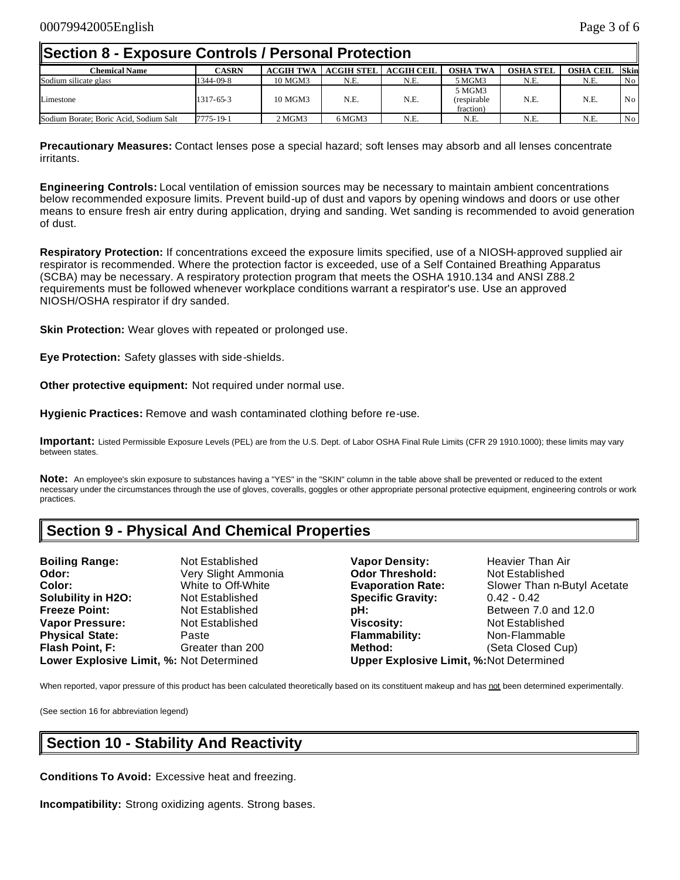## Section 8 - Exposure Controls / Personal Protection

| Chemical Name | CASRN | ACGIH TWA | ACGIH STEL | ACGIH CEIL | OSHA TWA | OSHA STEL | OSHA CEIL | Skin |
|---|---|---|---|---|---|---|---|---|
| Sodium silicate glass | 1344-09-8 | 10 MGM3 | N.E. | N.E. | 5 MGM3 | N.E. | N.E. | No |
| Limestone | 1317-65-3 | 10 MGM3 | N.E. | N.E. | 5 MGM3 (respirable fraction) | N.E. | N.E. | No |
| Sodium Borate; Boric Acid, Sodium Salt | 7775-19-1 | 2 MGM3 | 6 MGM3 | N.E. | N.E. | N.E. | N.E. | No |

**Precautionary Measures:** Contact lenses pose a special hazard; soft lenses may absorb and all lenses concentrate irritants.

**Engineering Controls:** Local ventilation of emission sources may be necessary to maintain ambient concentrations below recommended exposure limits. Prevent build-up of dust and vapors by opening windows and doors or use other means to ensure fresh air entry during application, drying and sanding. Wet sanding is recommended to avoid generation of dust.

**Respiratory Protection:** If concentrations exceed the exposure limits specified, use of a NIOSH-approved supplied air respirator is recommended. Where the protection factor is exceeded, use of a Self Contained Breathing Apparatus (SCBA) may be necessary. A respiratory protection program that meets the OSHA 1910.134 and ANSI Z88.2 requirements must be followed whenever workplace conditions warrant a respirator's use. Use an approved NIOSH/OSHA respirator if dry sanded.

**Skin Protection:** Wear gloves with repeated or prolonged use.

**Eye Protection:** Safety glasses with side-shields.

**Other protective equipment:** Not required under normal use.

**Hygienic Practices:** Remove and wash contaminated clothing before re-use.

**Important:** Listed Permissible Exposure Levels (PEL) are from the U.S. Dept. of Labor OSHA Final Rule Limits (CFR 29 1910.1000); these limits may vary between states.

**Note:** An employee's skin exposure to substances having a "YES" in the "SKIN" column in the table above shall be prevented or reduced to the extent necessary under the circumstances through the use of gloves, coveralls, goggles or other appropriate personal protective equipment, engineering controls or work practices.

## Section 9 - Physical And Chemical Properties

**Boiling Range:** Not Established
**Odor:** Very Slight Ammonia
**Color:** White to Off-White
**Solubility in H2O:** Not Established
**Freeze Point:** Not Established
**Vapor Pressure:** Not Established
**Physical State:** Paste
**Flash Point, F:** Greater than 200
**Lower Explosive Limit, %:** Not Determined

**Vapor Density:** Heavier Than Air
**Odor Threshold:** Not Established
**Evaporation Rate:** Slower Than n-Butyl Acetate
**Specific Gravity:** 0.42 - 0.42
**pH:** Between 7.0 and 12.0
**Viscosity:** Not Established
**Flammability:** Non-Flammable
**Method:** (Seta Closed Cup)
**Upper Explosive Limit, %:** Not Determined

When reported, vapor pressure of this product has been calculated theoretically based on its constituent makeup and has not been determined experimentally.

(See section 16 for abbreviation legend)

## Section 10 - Stability And Reactivity

**Conditions To Avoid:** Excessive heat and freezing.

**Incompatibility:** Strong oxidizing agents. Strong bases.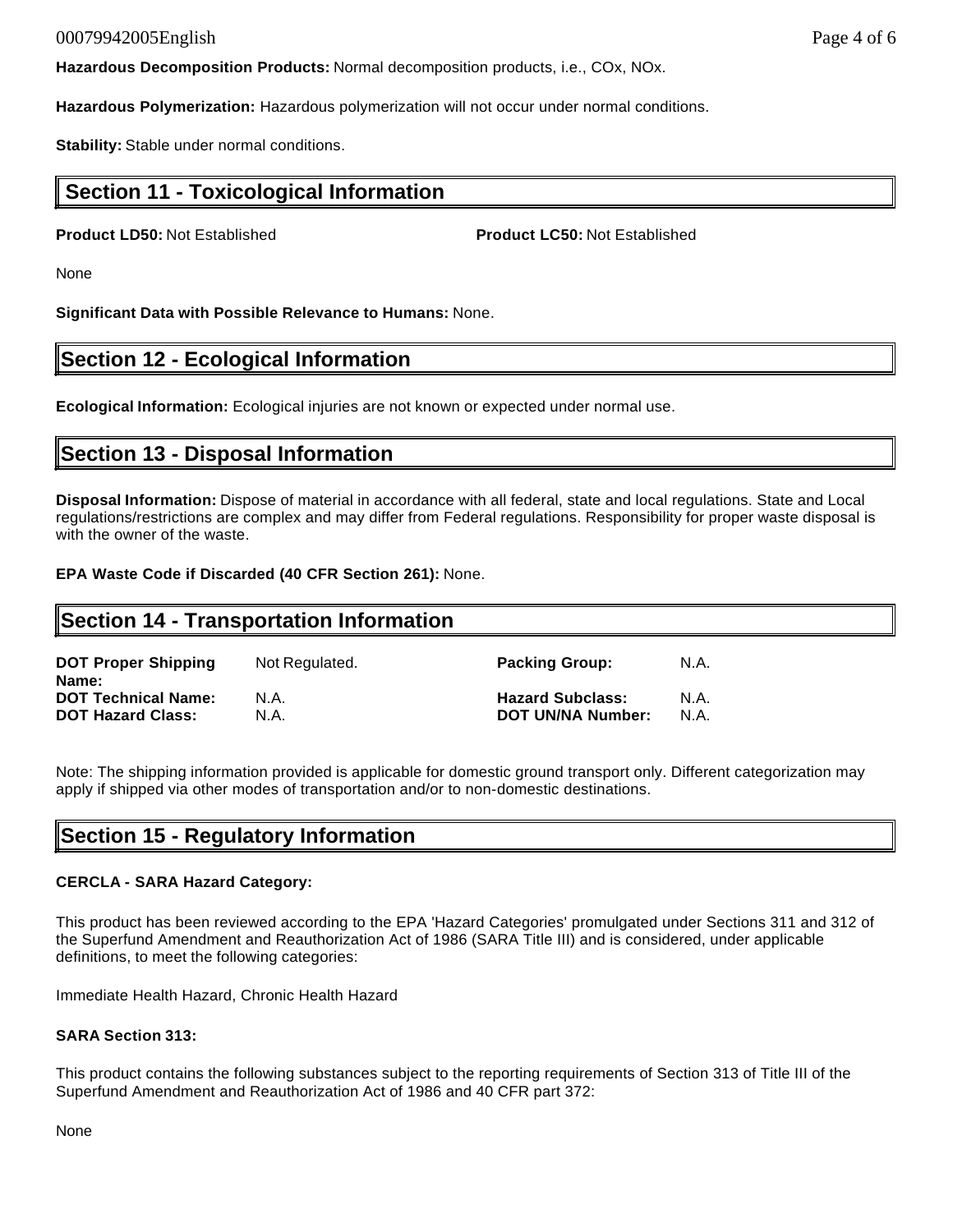**Hazardous Decomposition Products:** Normal decomposition products, i.e., COx, NOx.

**Hazardous Polymerization:** Hazardous polymerization will not occur under normal conditions.

**Stability:** Stable under normal conditions.

## Section 11 - Toxicological Information

**Product LD50:** Not Established

**Product LC50:** Not Established

None

**Significant Data with Possible Relevance to Humans:** None.

## Section 12 - Ecological Information

**Ecological Information:** Ecological injuries are not known or expected under normal use.

## Section 13 - Disposal Information

**Disposal Information:** Dispose of material in accordance with all federal, state and local regulations. State and Local regulations/restrictions are complex and may differ from Federal regulations. Responsibility for proper waste disposal is with the owner of the waste.

**EPA Waste Code if Discarded (40 CFR Section 261):** None.

## Section 14 - Transportation Information

| | | | |
|---|---|---|---|
| **DOT Proper Shipping Name:** | Not Regulated. | **Packing Group:** | N.A. |
| **DOT Technical Name:** | N.A. | **Hazard Subclass:** | N.A. |
| **DOT Hazard Class:** | N.A. | **DOT UN/NA Number:** | N.A. |

Note: The shipping information provided is applicable for domestic ground transport only. Different categorization may apply if shipped via other modes of transportation and/or to non-domestic destinations.

## Section 15 - Regulatory Information

**CERCLA - SARA Hazard Category:**

This product has been reviewed according to the EPA 'Hazard Categories' promulgated under Sections 311 and 312 of the Superfund Amendment and Reauthorization Act of 1986 (SARA Title III) and is considered, under applicable definitions, to meet the following categories:

Immediate Health Hazard, Chronic Health Hazard

**SARA Section 313:**

This product contains the following substances subject to the reporting requirements of Section 313 of Title III of the Superfund Amendment and Reauthorization Act of 1986 and 40 CFR part 372:

None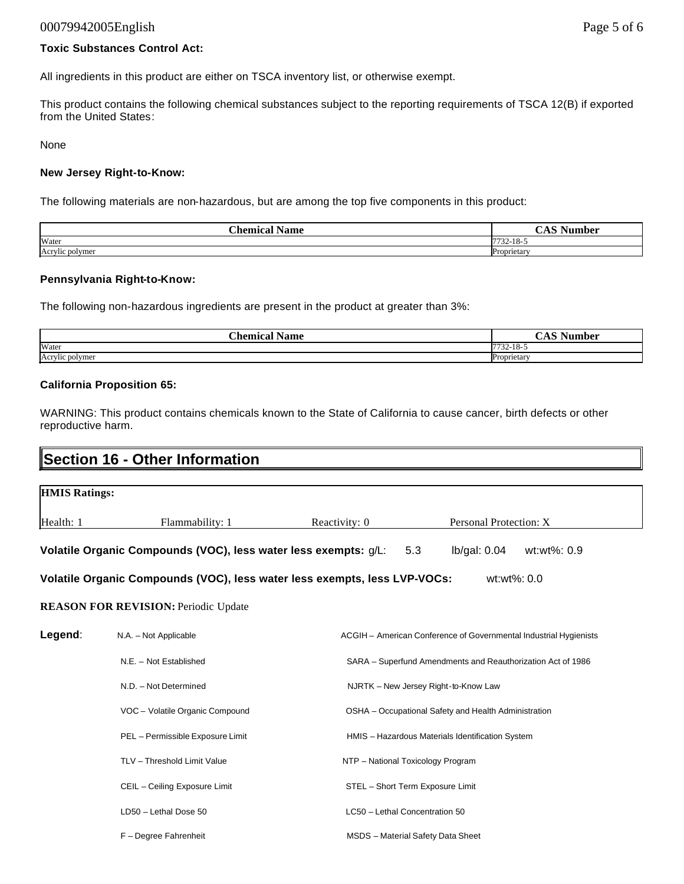**Toxic Substances Control Act:**

All ingredients in this product are either on TSCA inventory list, or otherwise exempt.

This product contains the following chemical substances subject to the reporting requirements of TSCA 12(B) if exported from the United States:

None

**New Jersey Right-to-Know:**

The following materials are non-hazardous, but are among the top five components in this product:

| Chemical Name | CAS Number |
|---|---|
| Water | 7732-18-5 |
| Acrylic polymer | Proprietary |

**Pennsylvania Right-to-Know:**

The following non-hazardous ingredients are present in the product at greater than 3%:

| Chemical Name | CAS Number |
|---|---|
| Water | 7732-18-5 |
| Acrylic polymer | Proprietary |

**California Proposition 65:**

WARNING: This product contains chemicals known to the State of California to cause cancer, birth defects or other reproductive harm.

## Section 16 - Other Information

**HMIS Ratings:**

| Health: 1 | Flammability: 1 | Reactivity: 0 | Personal Protection: X |
|---|---|---|---|

**Volatile Organic Compounds (VOC), less water less exempts:** g/L: 5.3 lb/gal: 0.04 wt:wt%: 0.9

**Volatile Organic Compounds (VOC), less water less exempts, less LVP-VOCs:** wt:wt%: 0.0

**REASON FOR REVISION:** Periodic Update

**Legend**:

| | |
|---|---|
| N.A. – Not Applicable | ACGIH – American Conference of Governmental Industrial Hygienists |
| N.E. – Not Established | SARA – Superfund Amendments and Reauthorization Act of 1986 |
| N.D. – Not Determined | NJRTK – New Jersey Right-to-Know Law |
| VOC – Volatile Organic Compound | OSHA – Occupational Safety and Health Administration |
| PEL – Permissible Exposure Limit | HMIS – Hazardous Materials Identification System |
| TLV – Threshold Limit Value | NTP – National Toxicology Program |
| CEIL – Ceiling Exposure Limit | STEL – Short Term Exposure Limit |
| LD50 – Lethal Dose 50 | LC50 – Lethal Concentration 50 |
| F – Degree Fahrenheit | MSDS – Material Safety Data Sheet |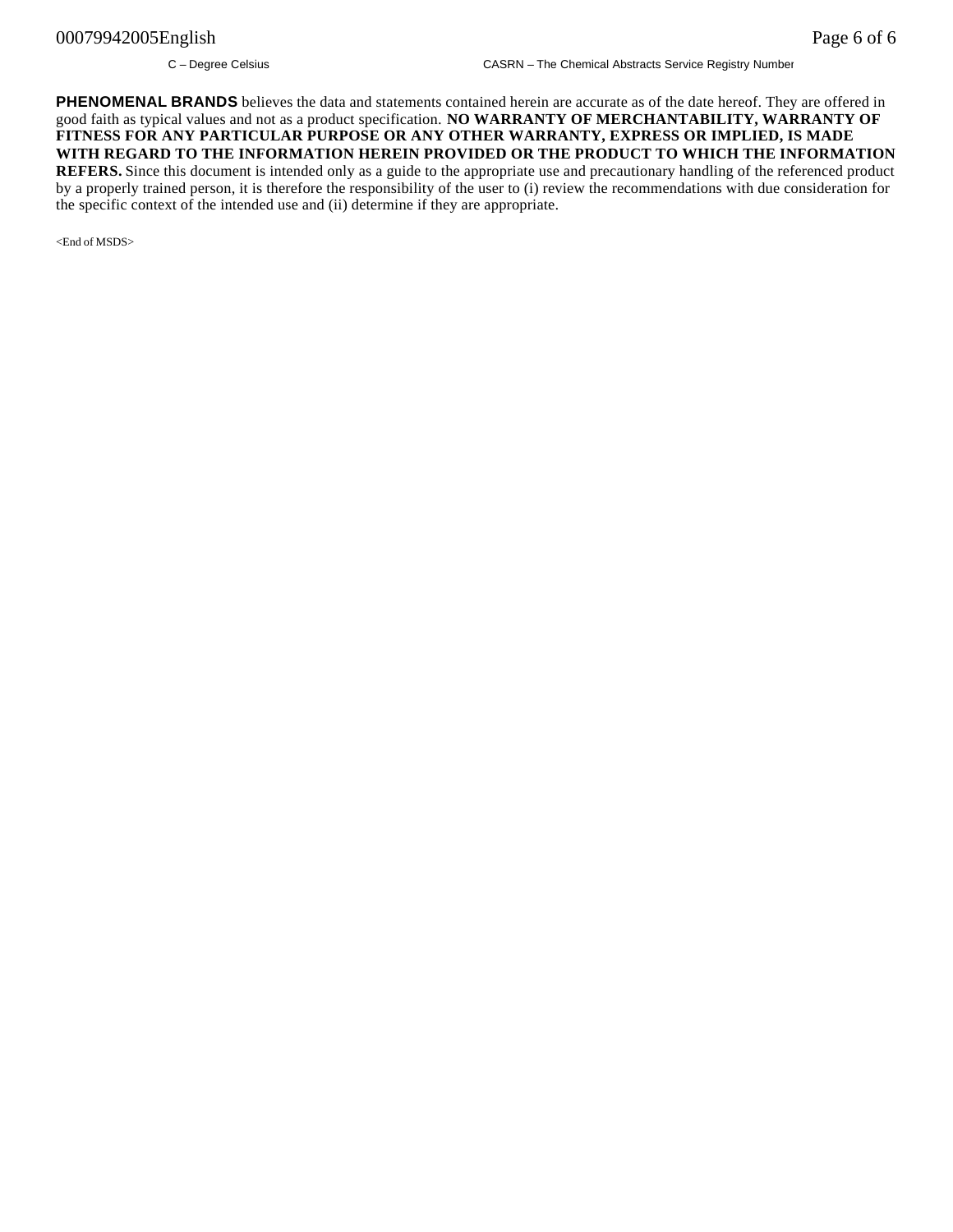C – Degree Celsius CASRN – The Chemical Abstracts Service Registry Number

**PHENOMENAL BRANDS** believes the data and statements contained herein are accurate as of the date hereof. They are offered in good faith as typical values and not as a product specification. **NO WARRANTY OF MERCHANTABILITY, WARRANTY OF FITNESS FOR ANY PARTICULAR PURPOSE OR ANY OTHER WARRANTY, EXPRESS OR IMPLIED, IS MADE WITH REGARD TO THE INFORMATION HEREIN PROVIDED OR THE PRODUCT TO WHICH THE INFORMATION REFERS.** Since this document is intended only as a guide to the appropriate use and precautionary handling of the referenced product by a properly trained person, it is therefore the responsibility of the user to (i) review the recommendations with due consideration for the specific context of the intended use and (ii) determine if they are appropriate.

<End of MSDS>